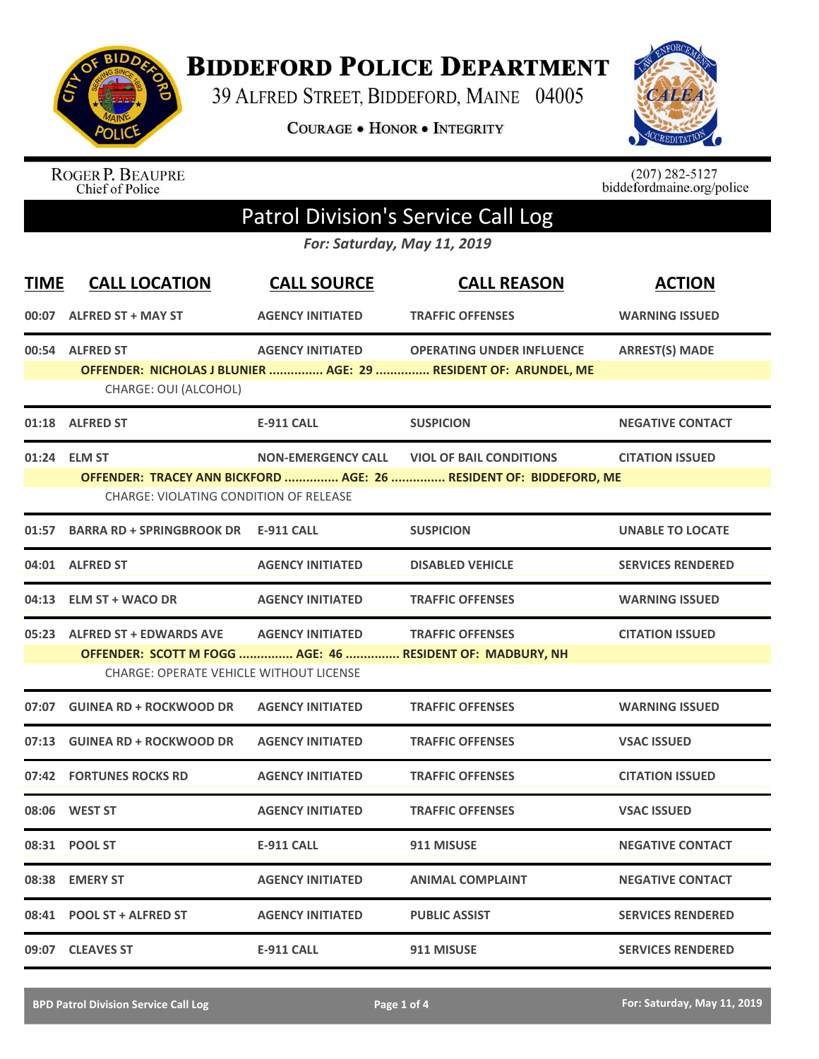# BIDDEFORD POLICE DEPARTMENT

39 ALFRED STREET, BIDDEFORD, MAINE 04005

COURAGE • HONOR • INTEGRITY

ROGER P. BEAUPRE
Chief of Police

(207) 282-5127
biddefordmaine.org/police

## Patrol Division's Service Call Log

*For: Saturday, May 11, 2019*

| TIME | CALL LOCATION | CALL SOURCE | CALL REASON | ACTION |
|---|---|---|---|---|
| 00:07 | ALFRED ST + MAY ST | AGENCY INITIATED | TRAFFIC OFFENSES | WARNING ISSUED |
| 00:54 | ALFRED ST | AGENCY INITIATED | OPERATING UNDER INFLUENCE | ARREST(S) MADE |
| | OFFENDER: NICHOLAS J BLUNIER ............... AGE: 29 ............... RESIDENT OF: ARUNDEL, ME | | | |
| | CHARGE: OUI (ALCOHOL) | | | |
| 01:18 | ALFRED ST | E-911 CALL | SUSPICION | NEGATIVE CONTACT |
| 01:24 | ELM ST | NON-EMERGENCY CALL | VIOL OF BAIL CONDITIONS | CITATION ISSUED |
| | OFFENDER: TRACEY ANN BICKFORD ............... AGE: 26 ............... RESIDENT OF: BIDDEFORD, ME | | | |
| | CHARGE: VIOLATING CONDITION OF RELEASE | | | |
| 01:57 | BARRA RD + SPRINGBROOK DR | E-911 CALL | SUSPICION | UNABLE TO LOCATE |
| 04:01 | ALFRED ST | AGENCY INITIATED | DISABLED VEHICLE | SERVICES RENDERED |
| 04:13 | ELM ST + WACO DR | AGENCY INITIATED | TRAFFIC OFFENSES | WARNING ISSUED |
| 05:23 | ALFRED ST + EDWARDS AVE | AGENCY INITIATED | TRAFFIC OFFENSES | CITATION ISSUED |
| | OFFENDER: SCOTT M FOGG ............... AGE: 46 ............... RESIDENT OF: MADBURY, NH | | | |
| | CHARGE: OPERATE VEHICLE WITHOUT LICENSE | | | |
| 07:07 | GUINEA RD + ROCKWOOD DR | AGENCY INITIATED | TRAFFIC OFFENSES | WARNING ISSUED |
| 07:13 | GUINEA RD + ROCKWOOD DR | AGENCY INITIATED | TRAFFIC OFFENSES | VSAC ISSUED |
| 07:42 | FORTUNES ROCKS RD | AGENCY INITIATED | TRAFFIC OFFENSES | CITATION ISSUED |
| 08:06 | WEST ST | AGENCY INITIATED | TRAFFIC OFFENSES | VSAC ISSUED |
| 08:31 | POOL ST | E-911 CALL | 911 MISUSE | NEGATIVE CONTACT |
| 08:38 | EMERY ST | AGENCY INITIATED | ANIMAL COMPLAINT | NEGATIVE CONTACT |
| 08:41 | POOL ST + ALFRED ST | AGENCY INITIATED | PUBLIC ASSIST | SERVICES RENDERED |
| 09:07 | CLEAVES ST | E-911 CALL | 911 MISUSE | SERVICES RENDERED |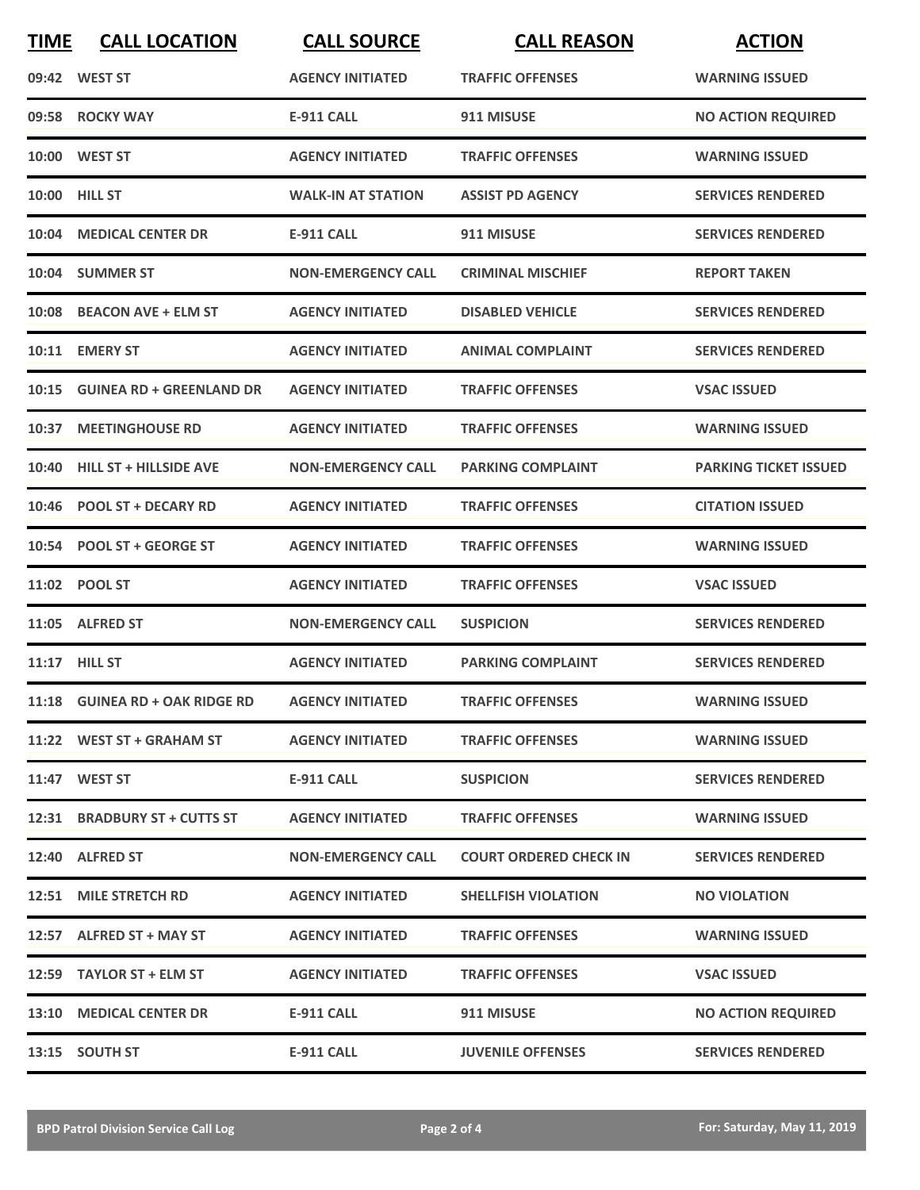| TIME | CALL LOCATION | CALL SOURCE | CALL REASON | ACTION |
|---|---|---|---|---|
| 09:42 | WEST ST | AGENCY INITIATED | TRAFFIC OFFENSES | WARNING ISSUED |
| 09:58 | ROCKY WAY | E-911 CALL | 911 MISUSE | NO ACTION REQUIRED |
| 10:00 | WEST ST | AGENCY INITIATED | TRAFFIC OFFENSES | WARNING ISSUED |
| 10:00 | HILL ST | WALK-IN AT STATION | ASSIST PD AGENCY | SERVICES RENDERED |
| 10:04 | MEDICAL CENTER DR | E-911 CALL | 911 MISUSE | SERVICES RENDERED |
| 10:04 | SUMMER ST | NON-EMERGENCY CALL | CRIMINAL MISCHIEF | REPORT TAKEN |
| 10:08 | BEACON AVE + ELM ST | AGENCY INITIATED | DISABLED VEHICLE | SERVICES RENDERED |
| 10:11 | EMERY ST | AGENCY INITIATED | ANIMAL COMPLAINT | SERVICES RENDERED |
| 10:15 | GUINEA RD + GREENLAND DR | AGENCY INITIATED | TRAFFIC OFFENSES | VSAC ISSUED |
| 10:37 | MEETINGHOUSE RD | AGENCY INITIATED | TRAFFIC OFFENSES | WARNING ISSUED |
| 10:40 | HILL ST + HILLSIDE AVE | NON-EMERGENCY CALL | PARKING COMPLAINT | PARKING TICKET ISSUED |
| 10:46 | POOL ST + DECARY RD | AGENCY INITIATED | TRAFFIC OFFENSES | CITATION ISSUED |
| 10:54 | POOL ST + GEORGE ST | AGENCY INITIATED | TRAFFIC OFFENSES | WARNING ISSUED |
| 11:02 | POOL ST | AGENCY INITIATED | TRAFFIC OFFENSES | VSAC ISSUED |
| 11:05 | ALFRED ST | NON-EMERGENCY CALL | SUSPICION | SERVICES RENDERED |
| 11:17 | HILL ST | AGENCY INITIATED | PARKING COMPLAINT | SERVICES RENDERED |
| 11:18 | GUINEA RD + OAK RIDGE RD | AGENCY INITIATED | TRAFFIC OFFENSES | WARNING ISSUED |
| 11:22 | WEST ST + GRAHAM ST | AGENCY INITIATED | TRAFFIC OFFENSES | WARNING ISSUED |
| 11:47 | WEST ST | E-911 CALL | SUSPICION | SERVICES RENDERED |
| 12:31 | BRADBURY ST + CUTTS ST | AGENCY INITIATED | TRAFFIC OFFENSES | WARNING ISSUED |
| 12:40 | ALFRED ST | NON-EMERGENCY CALL | COURT ORDERED CHECK IN | SERVICES RENDERED |
| 12:51 | MILE STRETCH RD | AGENCY INITIATED | SHELLFISH VIOLATION | NO VIOLATION |
| 12:57 | ALFRED ST + MAY ST | AGENCY INITIATED | TRAFFIC OFFENSES | WARNING ISSUED |
| 12:59 | TAYLOR ST + ELM ST | AGENCY INITIATED | TRAFFIC OFFENSES | VSAC ISSUED |
| 13:10 | MEDICAL CENTER DR | E-911 CALL | 911 MISUSE | NO ACTION REQUIRED |
| 13:15 | SOUTH ST | E-911 CALL | JUVENILE OFFENSES | SERVICES RENDERED |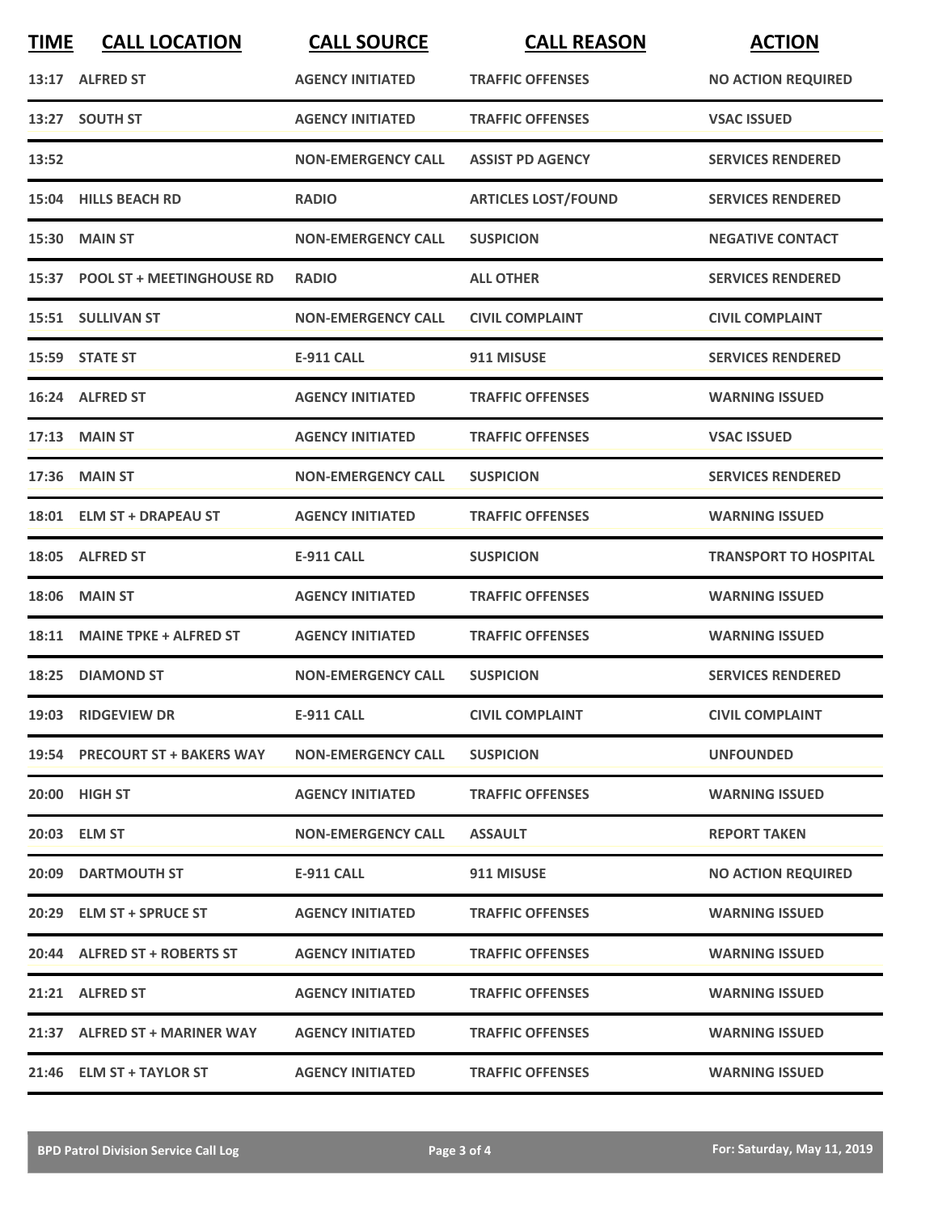| TIME | CALL LOCATION | CALL SOURCE | CALL REASON | ACTION |
| --- | --- | --- | --- | --- |
| 13:17 | ALFRED ST | AGENCY INITIATED | TRAFFIC OFFENSES | NO ACTION REQUIRED |
| 13:27 | SOUTH ST | AGENCY INITIATED | TRAFFIC OFFENSES | VSAC ISSUED |
| 13:52 | | NON-EMERGENCY CALL | ASSIST PD AGENCY | SERVICES RENDERED |
| 15:04 | HILLS BEACH RD | RADIO | ARTICLES LOST/FOUND | SERVICES RENDERED |
| 15:30 | MAIN ST | NON-EMERGENCY CALL | SUSPICION | NEGATIVE CONTACT |
| 15:37 | POOL ST + MEETINGHOUSE RD | RADIO | ALL OTHER | SERVICES RENDERED |
| 15:51 | SULLIVAN ST | NON-EMERGENCY CALL | CIVIL COMPLAINT | CIVIL COMPLAINT |
| 15:59 | STATE ST | E-911 CALL | 911 MISUSE | SERVICES RENDERED |
| 16:24 | ALFRED ST | AGENCY INITIATED | TRAFFIC OFFENSES | WARNING ISSUED |
| 17:13 | MAIN ST | AGENCY INITIATED | TRAFFIC OFFENSES | VSAC ISSUED |
| 17:36 | MAIN ST | NON-EMERGENCY CALL | SUSPICION | SERVICES RENDERED |
| 18:01 | ELM ST + DRAPEAU ST | AGENCY INITIATED | TRAFFIC OFFENSES | WARNING ISSUED |
| 18:05 | ALFRED ST | E-911 CALL | SUSPICION | TRANSPORT TO HOSPITAL |
| 18:06 | MAIN ST | AGENCY INITIATED | TRAFFIC OFFENSES | WARNING ISSUED |
| 18:11 | MAINE TPKE + ALFRED ST | AGENCY INITIATED | TRAFFIC OFFENSES | WARNING ISSUED |
| 18:25 | DIAMOND ST | NON-EMERGENCY CALL | SUSPICION | SERVICES RENDERED |
| 19:03 | RIDGEVIEW DR | E-911 CALL | CIVIL COMPLAINT | CIVIL COMPLAINT |
| 19:54 | PRECOURT ST + BAKERS WAY | NON-EMERGENCY CALL | SUSPICION | UNFOUNDED |
| 20:00 | HIGH ST | AGENCY INITIATED | TRAFFIC OFFENSES | WARNING ISSUED |
| 20:03 | ELM ST | NON-EMERGENCY CALL | ASSAULT | REPORT TAKEN |
| 20:09 | DARTMOUTH ST | E-911 CALL | 911 MISUSE | NO ACTION REQUIRED |
| 20:29 | ELM ST + SPRUCE ST | AGENCY INITIATED | TRAFFIC OFFENSES | WARNING ISSUED |
| 20:44 | ALFRED ST + ROBERTS ST | AGENCY INITIATED | TRAFFIC OFFENSES | WARNING ISSUED |
| 21:21 | ALFRED ST | AGENCY INITIATED | TRAFFIC OFFENSES | WARNING ISSUED |
| 21:37 | ALFRED ST + MARINER WAY | AGENCY INITIATED | TRAFFIC OFFENSES | WARNING ISSUED |
| 21:46 | ELM ST + TAYLOR ST | AGENCY INITIATED | TRAFFIC OFFENSES | WARNING ISSUED |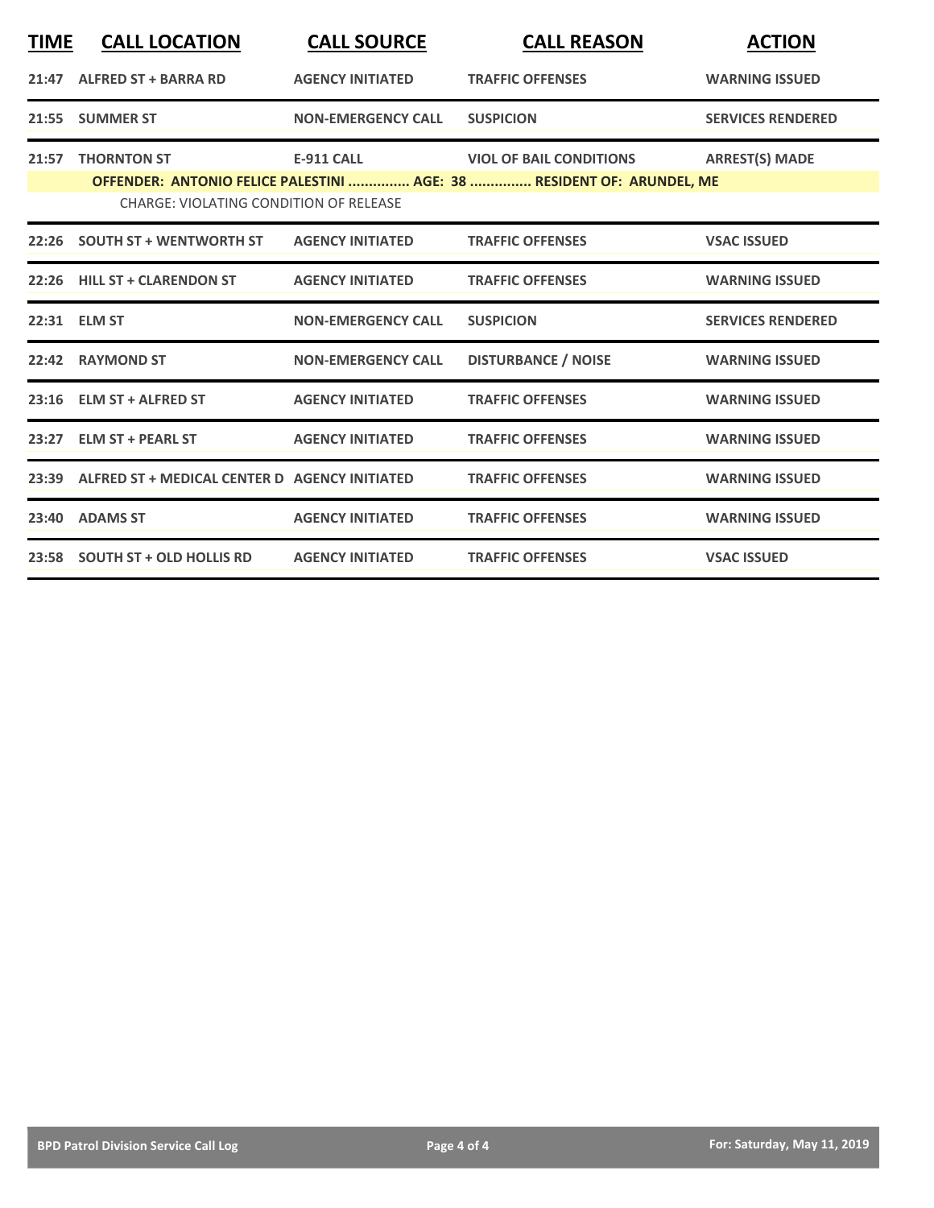| TIME | CALL LOCATION | CALL SOURCE | CALL REASON | ACTION |
|---|---|---|---|---|
| 21:47 | ALFRED ST + BARRA RD | AGENCY INITIATED | TRAFFIC OFFENSES | WARNING ISSUED |
| 21:55 | SUMMER ST | NON-EMERGENCY CALL | SUSPICION | SERVICES RENDERED |
| 21:57 | THORNTON ST | E-911 CALL | VIOL OF BAIL CONDITIONS | ARREST(S) MADE |
| | OFFENDER: ANTONIO FELICE PALESTINI ............... AGE: 38 ............... RESIDENT OF: ARUNDEL, ME | | | |
| | CHARGE: VIOLATING CONDITION OF RELEASE | | | |
| 22:26 | SOUTH ST + WENTWORTH ST | AGENCY INITIATED | TRAFFIC OFFENSES | VSAC ISSUED |
| 22:26 | HILL ST + CLARENDON ST | AGENCY INITIATED | TRAFFIC OFFENSES | WARNING ISSUED |
| 22:31 | ELM ST | NON-EMERGENCY CALL | SUSPICION | SERVICES RENDERED |
| 22:42 | RAYMOND ST | NON-EMERGENCY CALL | DISTURBANCE / NOISE | WARNING ISSUED |
| 23:16 | ELM ST + ALFRED ST | AGENCY INITIATED | TRAFFIC OFFENSES | WARNING ISSUED |
| 23:27 | ELM ST + PEARL ST | AGENCY INITIATED | TRAFFIC OFFENSES | WARNING ISSUED |
| 23:39 | ALFRED ST + MEDICAL CENTER D | AGENCY INITIATED | TRAFFIC OFFENSES | WARNING ISSUED |
| 23:40 | ADAMS ST | AGENCY INITIATED | TRAFFIC OFFENSES | WARNING ISSUED |
| 23:58 | SOUTH ST + OLD HOLLIS RD | AGENCY INITIATED | TRAFFIC OFFENSES | VSAC ISSUED |